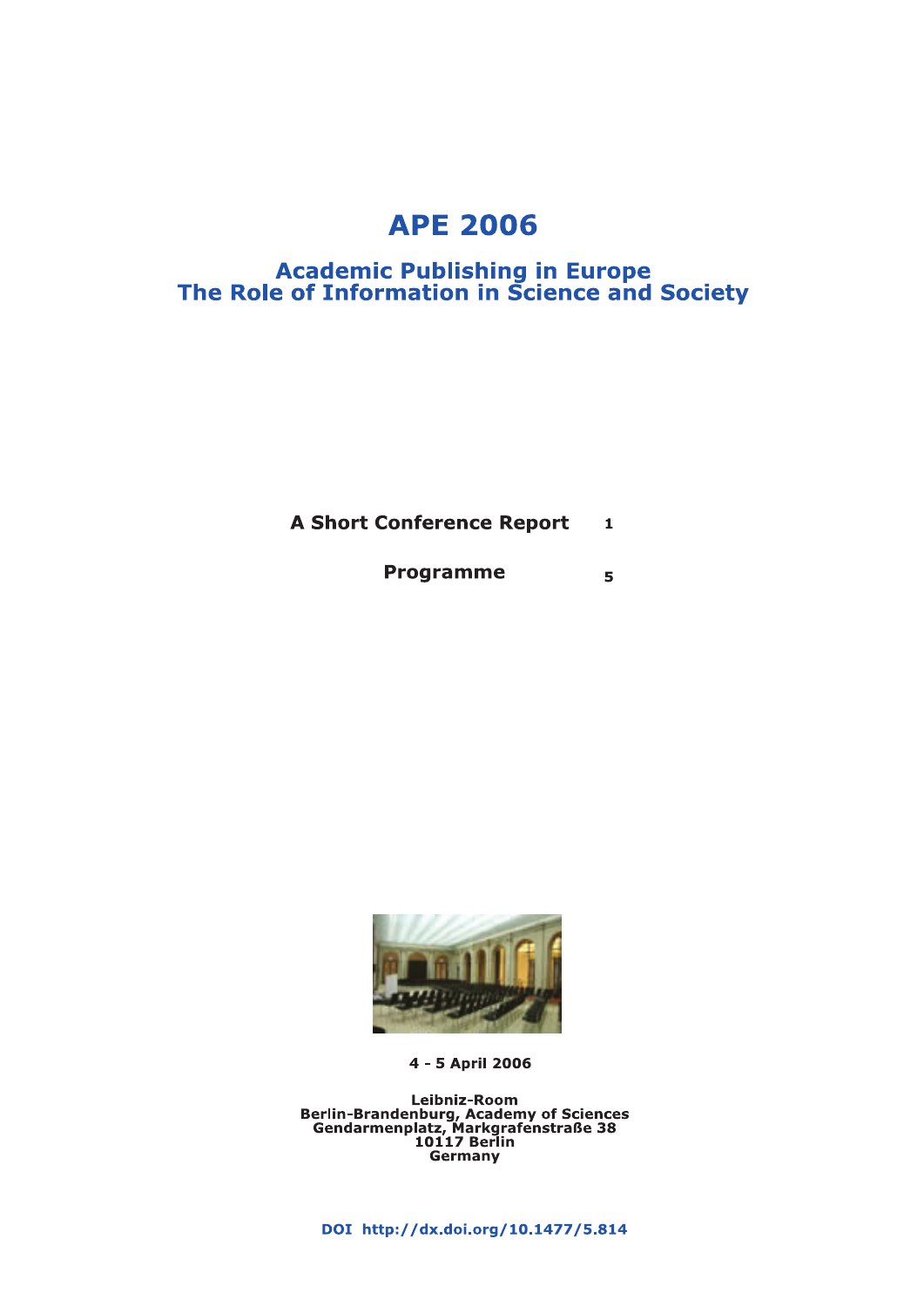# APE 2006

## Academic Publishing in Europe
## The Role of Information in Science and Society

**A Short Conference Report** 1

**Programme** 5

**4 - 5 April 2006**

**Leibniz-Room**
**Berlin-Brandenburg, Academy of Sciences**
**Gendarmenplatz, Markgrafenstraße 38**
**10117 Berlin**
**Germany**

**DOI http://dx.doi.org/10.1477/5.814**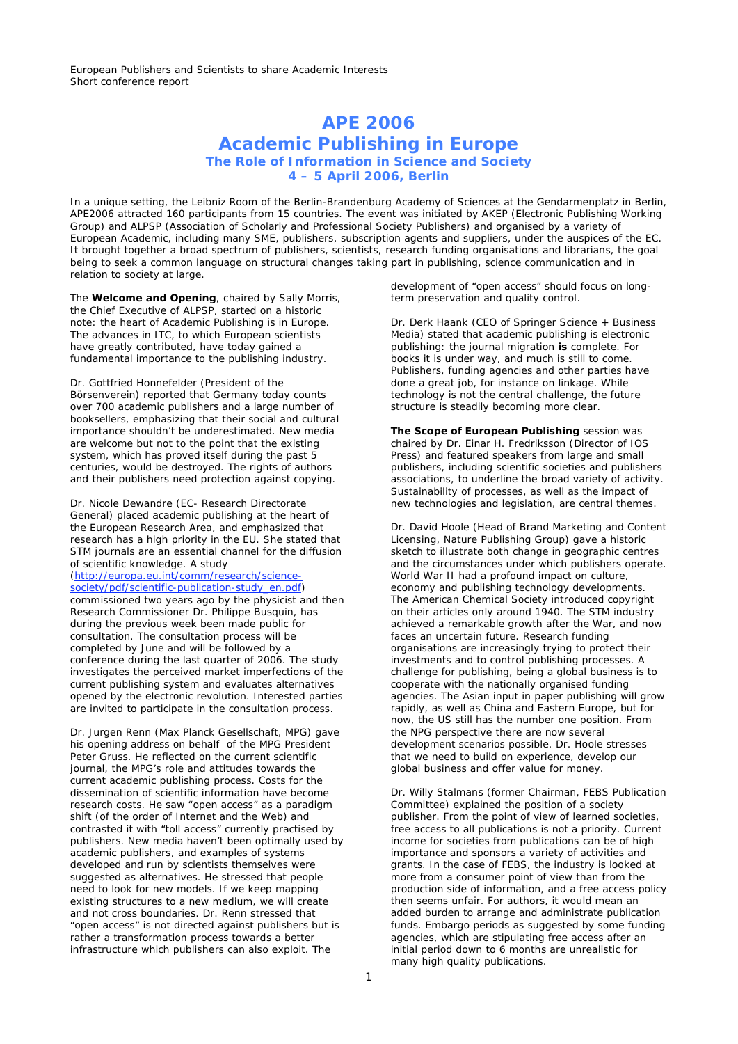European Publishers and Scientists to share Academic Interests
Short conference report

# APE 2006
# Academic Publishing in Europe
## The Role of Information in Science and Society
## 4 – 5 April 2006, Berlin

In a unique setting, the Leibniz Room of the Berlin-Brandenburg Academy of Sciences at the Gendarmenplatz in Berlin, APE2006 attracted 160 participants from 15 countries. The event was initiated by AKEP (Electronic Publishing Working Group) and ALPSP (Association of Scholarly and Professional Society Publishers) and organised by a variety of European Academic, including many SME, publishers, subscription agents and suppliers, under the auspices of the EC. It brought together a broad spectrum of publishers, scientists, research funding organisations and librarians, the goal being to seek a common language on structural changes taking part in publishing, science communication and in relation to society at large.

The **Welcome and Opening**, chaired by Sally Morris, the Chief Executive of ALPSP, started on a historic note: the heart of Academic Publishing is in Europe. The advances in ITC, to which European scientists have greatly contributed, have today gained a fundamental importance to the publishing industry.

Dr. Gottfried Honnefelder (President of the Börsenverein) reported that Germany today counts over 700 academic publishers and a large number of booksellers, emphasizing that their social and cultural importance shouldn't be underestimated. New media are welcome but not to the point that the existing system, which has proved itself during the past 5 centuries, would be destroyed. The rights of authors and their publishers need protection against copying.

Dr. Nicole Dewandre (EC- Research Directorate General) placed academic publishing at the heart of the European Research Area, and emphasized that research has a high priority in the EU. She stated that STM journals are an essential channel for the diffusion of scientific knowledge. A study (http://europa.eu.int/comm/research/science-society/pdf/scientific-publication-study_en.pdf) commissioned two years ago by the physicist and then Research Commissioner Dr. Philippe Busquin, has during the previous week been made public for consultation. The consultation process will be completed by June and will be followed by a conference during the last quarter of 2006. The study investigates the perceived market imperfections of the current publishing system and evaluates alternatives opened by the electronic revolution. Interested parties are invited to participate in the consultation process.

Dr. Jurgen Renn (Max Planck Gesellschaft, MPG) gave his opening address on behalf of the MPG President Peter Gruss. He reflected on the current scientific journal, the MPG's role and attitudes towards the current academic publishing process. Costs for the dissemination of scientific information have become research costs. He saw "open access" as a paradigm shift (of the order of Internet and the Web) and contrasted it with "toll access" currently practised by publishers. New media haven't been optimally used by academic publishers, and examples of systems developed and run by scientists themselves were suggested as alternatives. He stressed that people need to look for new models. If we keep mapping existing structures to a new medium, we will create and not cross boundaries. Dr. Renn stressed that "open access" is not directed against publishers but is rather a transformation process towards a better infrastructure which publishers can also exploit. The development of "open access" should focus on long-term preservation and quality control.

Dr. Derk Haank (CEO of Springer Science + Business Media) stated that academic publishing is electronic publishing: the journal migration **is** complete. For books it is under way, and much is still to come. Publishers, funding agencies and other parties have done a great job, for instance on linkage. While technology is not the central challenge, the future structure is steadily becoming more clear.

**The Scope of European Publishing** session was chaired by Dr. Einar H. Fredriksson (Director of IOS Press) and featured speakers from large and small publishers, including scientific societies and publishers associations, to underline the broad variety of activity. Sustainability of processes, as well as the impact of new technologies and legislation, are central themes.

Dr. David Hoole (Head of Brand Marketing and Content Licensing, Nature Publishing Group) gave a historic sketch to illustrate both change in geographic centres and the circumstances under which publishers operate. World War II had a profound impact on culture, economy and publishing technology developments. The American Chemical Society introduced copyright on their articles only around 1940. The STM industry achieved a remarkable growth after the War, and now faces an uncertain future. Research funding organisations are increasingly trying to protect their investments and to control publishing processes. A challenge for publishing, being a global business is to cooperate with the nationally organised funding agencies. The Asian input in paper publishing will grow rapidly, as well as China and Eastern Europe, but for now, the US still has the number one position. From the NPG perspective there are now several development scenarios possible. Dr. Hoole stresses that we need to build on experience, develop our global business and offer value for money.

Dr. Willy Stalmans (former Chairman, FEBS Publication Committee) explained the position of a society publisher. From the point of view of learned societies, free access to all publications is not a priority. Current income for societies from publications can be of high importance and sponsors a variety of activities and grants. In the case of FEBS, the industry is looked at more from a consumer point of view than from the production side of information, and a free access policy then seems unfair. For authors, it would mean an added burden to arrange and administrate publication funds. Embargo periods as suggested by some funding agencies, which are stipulating free access after an initial period down to 6 months are unrealistic for many high quality publications.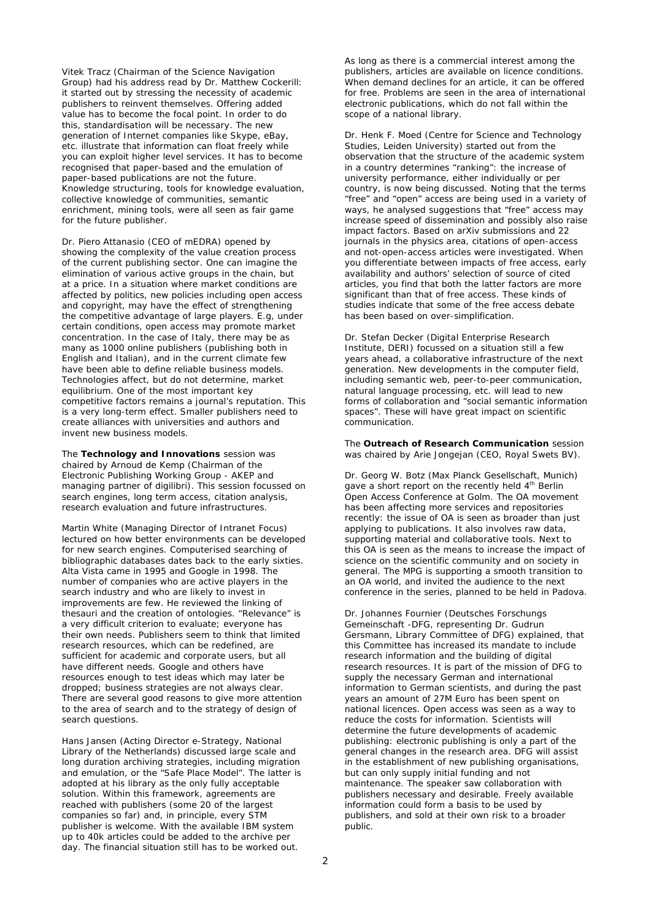Vitek Tracz (Chairman of the Science Navigation Group) had his address read by Dr. Matthew Cockerill: it started out by stressing the necessity of academic publishers to reinvent themselves. Offering added value has to become the focal point. In order to do this, standardisation will be necessary. The new generation of Internet companies like Skype, eBay, etc. illustrate that information can float freely while you can exploit higher level services. It has to become recognised that paper-based and the emulation of paper-based publications are not the future. Knowledge structuring, tools for knowledge evaluation, collective knowledge of communities, semantic enrichment, mining tools, were all seen as fair game for the future publisher.

Dr. Piero Attanasio (CEO of mEDRA) opened by showing the complexity of the value creation process of the current publishing sector. One can imagine the elimination of various active groups in the chain, but at a price. In a situation where market conditions are affected by politics, new policies including open access and copyright, may have the effect of strengthening the competitive advantage of large players. E.g, under certain conditions, open access may promote market concentration. In the case of Italy, there may be as many as 1000 online publishers (publishing both in English and Italian), and in the current climate few have been able to define reliable business models. Technologies affect, but do not determine, market equilibrium. One of the most important key competitive factors remains a journal's reputation. This is a very long-term effect. Smaller publishers need to create alliances with universities and authors and invent new business models.

The **Technology and Innovations** session was chaired by Arnoud de Kemp (Chairman of the Electronic Publishing Working Group - AKEP and managing partner of digilibri). This session focussed on search engines, long term access, citation analysis, research evaluation and future infrastructures.

Martin White (Managing Director of Intranet Focus) lectured on how better environments can be developed for new search engines. Computerised searching of bibliographic databases dates back to the early sixties. Alta Vista came in 1995 and Google in 1998. The number of companies who are active players in the search industry and who are likely to invest in improvements are few. He reviewed the linking of thesauri and the creation of ontologies. "Relevance" is a very difficult criterion to evaluate; everyone has their own needs. Publishers seem to think that limited research resources, which can be redefined, are sufficient for academic and corporate users, but all have different needs. Google and others have resources enough to test ideas which may later be dropped; business strategies are not always clear. There are several good reasons to give more attention to the area of search and to the strategy of design of search questions.

Hans Jansen (Acting Director e-Strategy, National Library of the Netherlands) discussed large scale and long duration archiving strategies, including migration and emulation, or the "Safe Place Model". The latter is adopted at his library as the only fully acceptable solution. Within this framework, agreements are reached with publishers (some 20 of the largest companies so far) and, in principle, every STM publisher is welcome. With the available IBM system up to 40k articles could be added to the archive per day. The financial situation still has to be worked out.

As long as there is a commercial interest among the publishers, articles are available on licence conditions. When demand declines for an article, it can be offered for free. Problems are seen in the area of international electronic publications, which do not fall within the scope of a national library.

Dr. Henk F. Moed (Centre for Science and Technology Studies, Leiden University) started out from the observation that the structure of the academic system in a country determines "ranking": the increase of university performance, either individually or per country, is now being discussed. Noting that the terms "free" and "open" access are being used in a variety of ways, he analysed suggestions that "free" access may increase speed of dissemination and possibly also raise impact factors. Based on arXiv submissions and 22 journals in the physics area, citations of open-access and not-open-access articles were investigated. When you differentiate between impacts of free access, early availability and authors' selection of source of cited articles, you find that both the latter factors are more significant than that of free access. These kinds of studies indicate that some of the free access debate has been based on over-simplification.

Dr. Stefan Decker (Digital Enterprise Research Institute, DERI) focussed on a situation still a few years ahead, a collaborative infrastructure of the next generation. New developments in the computer field, including semantic web, peer-to-peer communication, natural language processing, etc. will lead to new forms of collaboration and "social semantic information spaces". These will have great impact on scientific communication.

The **Outreach of Research Communication** session was chaired by Arie Jongejan (CEO, Royal Swets BV).

Dr. Georg W. Botz (Max Planck Gesellschaft, Munich) gave a short report on the recently held 4th Berlin Open Access Conference at Golm. The OA movement has been affecting more services and repositories recently: the issue of OA is seen as broader than just applying to publications. It also involves raw data, supporting material and collaborative tools. Next to this OA is seen as the means to increase the impact of science on the scientific community and on society in general. The MPG is supporting a smooth transition to an OA world, and invited the audience to the next conference in the series, planned to be held in Padova.

Dr. Johannes Fournier (Deutsches Forschungs Gemeinschaft -DFG, representing Dr. Gudrun Gersmann, Library Committee of DFG) explained, that this Committee has increased its mandate to include research information and the building of digital research resources. It is part of the mission of DFG to supply the necessary German and international information to German scientists, and during the past years an amount of 27M Euro has been spent on national licences. Open access was seen as a way to reduce the costs for information. Scientists will determine the future developments of academic publishing: electronic publishing is only a part of the general changes in the research area. DFG will assist in the establishment of new publishing organisations, but can only supply initial funding and not maintenance. The speaker saw collaboration with publishers necessary and desirable. Freely available information could form a basis to be used by publishers, and sold at their own risk to a broader public.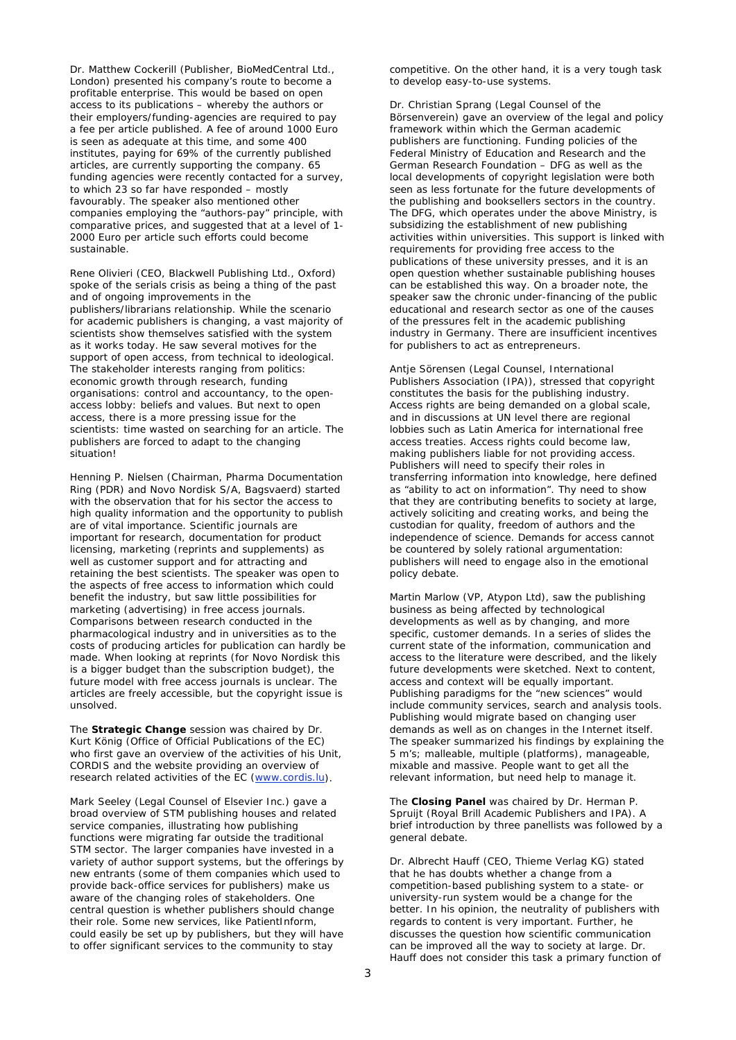Dr. Matthew Cockerill (Publisher, BioMedCentral Ltd., London) presented his company's route to become a profitable enterprise. This would be based on open access to its publications – whereby the authors or their employers/funding-agencies are required to pay a fee per article published. A fee of around 1000 Euro is seen as adequate at this time, and some 400 institutes, paying for 69% of the currently published articles, are currently supporting the company. 65 funding agencies were recently contacted for a survey, to which 23 so far have responded – mostly favourably. The speaker also mentioned other companies employing the "authors-pay" principle, with comparative prices, and suggested that at a level of 1-2000 Euro per article such efforts could become sustainable.

Rene Olivieri (CEO, Blackwell Publishing Ltd., Oxford) spoke of the serials crisis as being a thing of the past and of ongoing improvements in the publishers/librarians relationship. While the scenario for academic publishers is changing, a vast majority of scientists show themselves satisfied with the system as it works today. He saw several motives for the support of open access, from technical to ideological. The stakeholder interests ranging from politics: economic growth through research, funding organisations: control and accountancy, to the open-access lobby: beliefs and values. But next to open access, there is a more pressing issue for the scientists: time wasted on searching for an article. The publishers are forced to adapt to the changing situation!

Henning P. Nielsen (Chairman, Pharma Documentation Ring (PDR) and Novo Nordisk S/A, Bagsvaerd) started with the observation that for his sector the access to high quality information and the opportunity to publish are of vital importance. Scientific journals are important for research, documentation for product licensing, marketing (reprints and supplements) as well as customer support and for attracting and retaining the best scientists. The speaker was open to the aspects of free access to information which could benefit the industry, but saw little possibilities for marketing (advertising) in free access journals. Comparisons between research conducted in the pharmacological industry and in universities as to the costs of producing articles for publication can hardly be made. When looking at reprints (for Novo Nordisk this is a bigger budget than the subscription budget), the future model with free access journals is unclear. The articles are freely accessible, but the copyright issue is unsolved.

The **Strategic Change** session was chaired by Dr. Kurt König (Office of Official Publications of the EC) who first gave an overview of the activities of his Unit, CORDIS and the website providing an overview of research related activities of the EC (www.cordis.lu).

Mark Seeley (Legal Counsel of Elsevier Inc.) gave a broad overview of STM publishing houses and related service companies, illustrating how publishing functions were migrating far outside the traditional STM sector. The larger companies have invested in a variety of author support systems, but the offerings by new entrants (some of them companies which used to provide back-office services for publishers) make us aware of the changing roles of stakeholders. One central question is whether publishers should change their role. Some new services, like PatientInform, could easily be set up by publishers, but they will have to offer significant services to the community to stay competitive. On the other hand, it is a very tough task to develop easy-to-use systems.

Dr. Christian Sprang (Legal Counsel of the Börsenverein) gave an overview of the legal and policy framework within which the German academic publishers are functioning. Funding policies of the Federal Ministry of Education and Research and the German Research Foundation – DFG as well as the local developments of copyright legislation were both seen as less fortunate for the future developments of the publishing and booksellers sectors in the country. The DFG, which operates under the above Ministry, is subsidizing the establishment of new publishing activities within universities. This support is linked with requirements for providing free access to the publications of these university presses, and it is an open question whether sustainable publishing houses can be established this way. On a broader note, the speaker saw the chronic under-financing of the public educational and research sector as one of the causes of the pressures felt in the academic publishing industry in Germany. There are insufficient incentives for publishers to act as entrepreneurs.

Antje Sörensen (Legal Counsel, International Publishers Association (IPA)), stressed that copyright constitutes the basis for the publishing industry. Access rights are being demanded on a global scale, and in discussions at UN level there are regional lobbies such as Latin America for international free access treaties. Access rights could become law, making publishers liable for not providing access. Publishers will need to specify their roles in transferring information into knowledge, here defined as "ability to act on information". Thy need to show that they are contributing benefits to society at large, actively soliciting and creating works, and being the custodian for quality, freedom of authors and the independence of science. Demands for access cannot be countered by solely rational argumentation: publishers will need to engage also in the emotional policy debate.

Martin Marlow (VP, Atypon Ltd), saw the publishing business as being affected by technological developments as well as by changing, and more specific, customer demands. In a series of slides the current state of the information, communication and access to the literature were described, and the likely future developments were sketched. Next to content, access and context will be equally important. Publishing paradigms for the "new sciences" would include community services, search and analysis tools. Publishing would migrate based on changing user demands as well as on changes in the Internet itself. The speaker summarized his findings by explaining the 5 m's; malleable, multiple (platforms), manageable, mixable and massive. People want to get all the relevant information, but need help to manage it.

The **Closing Panel** was chaired by Dr. Herman P. Spruijt (Royal Brill Academic Publishers and IPA). A brief introduction by three panellists was followed by a general debate.

Dr. Albrecht Hauff (CEO, Thieme Verlag KG) stated that he has doubts whether a change from a competition-based publishing system to a state- or university-run system would be a change for the better. In his opinion, the neutrality of publishers with regards to content is very important. Further, he discusses the question how scientific communication can be improved all the way to society at large. Dr. Hauff does not consider this task a primary function of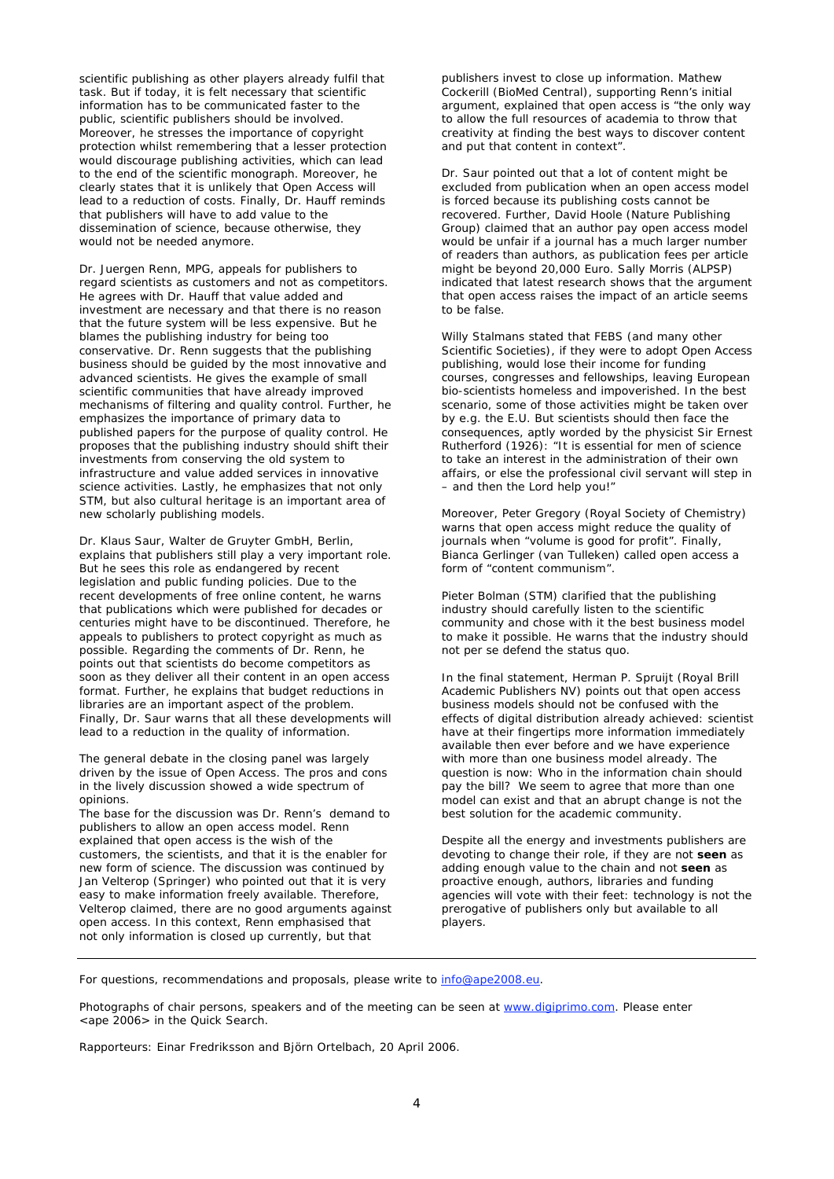scientific publishing as other players already fulfil that task. But if today, it is felt necessary that scientific information has to be communicated faster to the public, scientific publishers should be involved. Moreover, he stresses the importance of copyright protection whilst remembering that a lesser protection would discourage publishing activities, which can lead to the end of the scientific monograph. Moreover, he clearly states that it is unlikely that Open Access will lead to a reduction of costs. Finally, Dr. Hauff reminds that publishers will have to add value to the dissemination of science, because otherwise, they would not be needed anymore.

Dr. Juergen Renn, MPG, appeals for publishers to regard scientists as customers and not as competitors. He agrees with Dr. Hauff that value added and investment are necessary and that there is no reason that the future system will be less expensive. But he blames the publishing industry for being too conservative. Dr. Renn suggests that the publishing business should be guided by the most innovative and advanced scientists. He gives the example of small scientific communities that have already improved mechanisms of filtering and quality control. Further, he emphasizes the importance of primary data to published papers for the purpose of quality control. He proposes that the publishing industry should shift their investments from conserving the old system to infrastructure and value added services in innovative science activities. Lastly, he emphasizes that not only STM, but also cultural heritage is an important area of new scholarly publishing models.

Dr. Klaus Saur, Walter de Gruyter GmbH, Berlin, explains that publishers still play a very important role. But he sees this role as endangered by recent legislation and public funding policies. Due to the recent developments of free online content, he warns that publications which were published for decades or centuries might have to be discontinued. Therefore, he appeals to publishers to protect copyright as much as possible. Regarding the comments of Dr. Renn, he points out that scientists do become competitors as soon as they deliver all their content in an open access format. Further, he explains that budget reductions in libraries are an important aspect of the problem. Finally, Dr. Saur warns that all these developments will lead to a reduction in the quality of information.

The general debate in the closing panel was largely driven by the issue of Open Access. The pros and cons in the lively discussion showed a wide spectrum of opinions.

The base for the discussion was Dr. Renn's demand to publishers to allow an open access model. Renn explained that open access is the wish of the customers, the scientists, and that it is the enabler for new form of science. The discussion was continued by Jan Velterop (Springer) who pointed out that it is very easy to make information freely available. Therefore, Velterop claimed, there are no good arguments against open access. In this context, Renn emphasised that not only information is closed up currently, but that publishers invest to close up information. Mathew Cockerill (BioMed Central), supporting Renn's initial argument, explained that open access is "the only way to allow the full resources of academia to throw that creativity at finding the best ways to discover content and put that content in context".

Dr. Saur pointed out that a lot of content might be excluded from publication when an open access model is forced because its publishing costs cannot be recovered. Further, David Hoole (Nature Publishing Group) claimed that an author pay open access model would be unfair if a journal has a much larger number of readers than authors, as publication fees per article might be beyond 20,000 Euro. Sally Morris (ALPSP) indicated that latest research shows that the argument that open access raises the impact of an article seems to be false.

Willy Stalmans stated that FEBS (and many other Scientific Societies), if they were to adopt Open Access publishing, would lose their income for funding courses, congresses and fellowships, leaving European bio-scientists homeless and impoverished. In the best scenario, some of those activities might be taken over by e.g. the E.U. But scientists should then face the consequences, aptly worded by the physicist Sir Ernest Rutherford (1926): "It is essential for men of science to take an interest in the administration of their own affairs, or else the professional civil servant will step in – and then the Lord help you!"

Moreover, Peter Gregory (Royal Society of Chemistry) warns that open access might reduce the quality of journals when "volume is good for profit". Finally, Bianca Gerlinger (van Tulleken) called open access a form of "content communism".

Pieter Bolman (STM) clarified that the publishing industry should carefully listen to the scientific community and chose with it the best business model to make it possible. He warns that the industry should not per se defend the status quo.

In the final statement, Herman P. Spruijt (Royal Brill Academic Publishers NV) points out that open access business models should not be confused with the effects of digital distribution already achieved: scientist have at their fingertips more information immediately available then ever before and we have experience with more than one business model already. The question is now: Who in the information chain should pay the bill? We seem to agree that more than one model can exist and that an abrupt change is not the best solution for the academic community.

Despite all the energy and investments publishers are devoting to change their role, if they are not **seen** as adding enough value to the chain and not **seen** as proactive enough, authors, libraries and funding agencies will vote with their feet: technology is not the prerogative of publishers only but available to all players.

---

For questions, recommendations and proposals, please write to info@ape2008.eu.

Photographs of chair persons, speakers and of the meeting can be seen at www.digiprimo.com. Please enter <ape 2006> in the Quick Search.

Rapporteurs: Einar Fredriksson and Björn Ortelbach, 20 April 2006.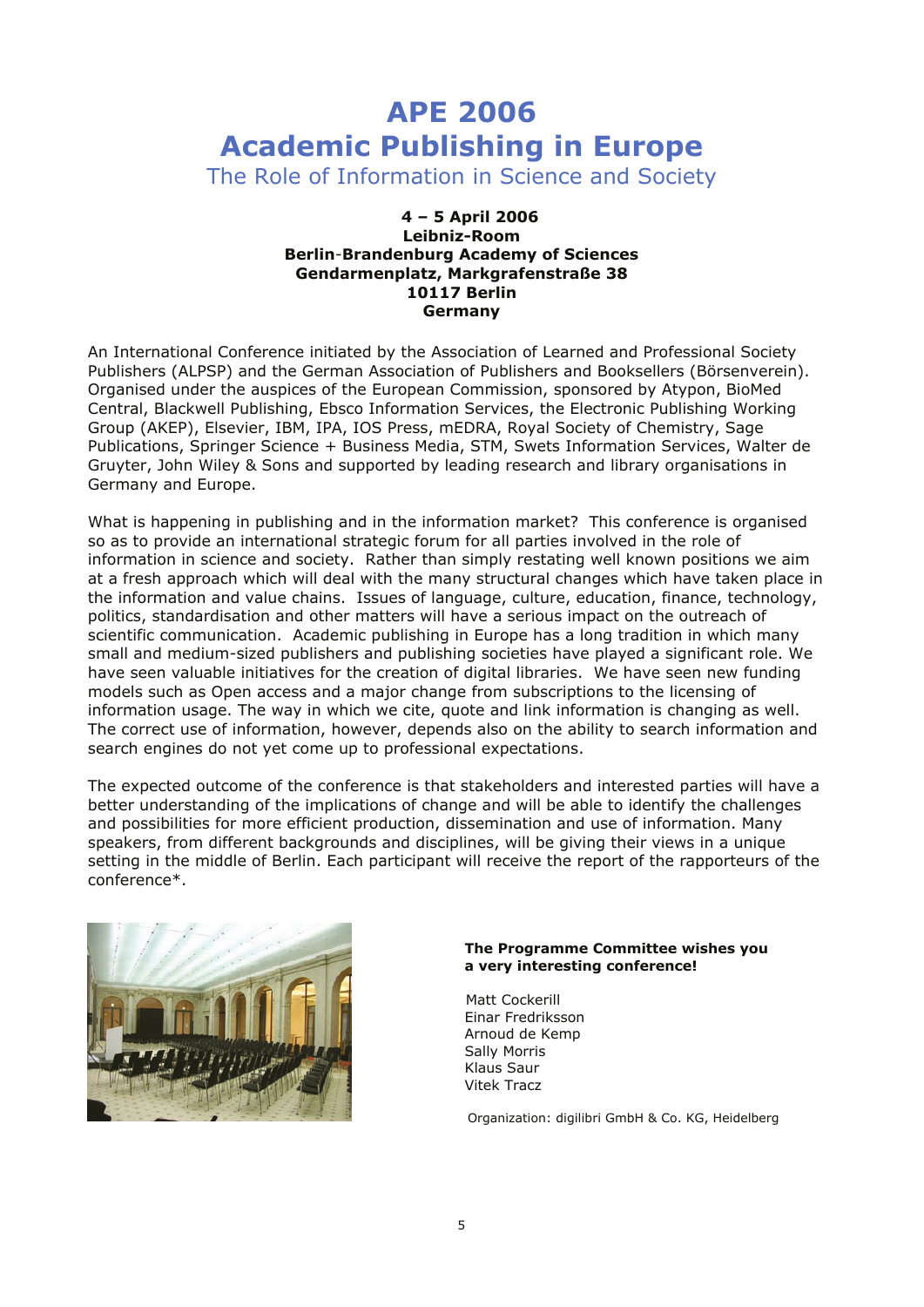# APE 2006
# Academic Publishing in Europe
## The Role of Information in Science and Society

**4 – 5 April 2006**
**Leibniz-Room**
**Berlin-Brandenburg Academy of Sciences**
**Gendarmenplatz, Markgrafenstraße 38**
**10117 Berlin**
**Germany**

An International Conference initiated by the Association of Learned and Professional Society Publishers (ALPSP) and the German Association of Publishers and Booksellers (Börsenverein). Organised under the auspices of the European Commission, sponsored by Atypon, BioMed Central, Blackwell Publishing, Ebsco Information Services, the Electronic Publishing Working Group (AKEP), Elsevier, IBM, IPA, IOS Press, mEDRA, Royal Society of Chemistry, Sage Publications, Springer Science + Business Media, STM, Swets Information Services, Walter de Gruyter, John Wiley & Sons and supported by leading research and library organisations in Germany and Europe.

What is happening in publishing and in the information market? This conference is organised so as to provide an international strategic forum for all parties involved in the role of information in science and society. Rather than simply restating well known positions we aim at a fresh approach which will deal with the many structural changes which have taken place in the information and value chains. Issues of language, culture, education, finance, technology, politics, standardisation and other matters will have a serious impact on the outreach of scientific communication. Academic publishing in Europe has a long tradition in which many small and medium-sized publishers and publishing societies have played a significant role. We have seen valuable initiatives for the creation of digital libraries. We have seen new funding models such as Open access and a major change from subscriptions to the licensing of information usage. The way in which we cite, quote and link information is changing as well. The correct use of information, however, depends also on the ability to search information and search engines do not yet come up to professional expectations.

The expected outcome of the conference is that stakeholders and interested parties will have a better understanding of the implications of change and will be able to identify the challenges and possibilities for more efficient production, dissemination and use of information. Many speakers, from different backgrounds and disciplines, will be giving their views in a unique setting in the middle of Berlin. Each participant will receive the report of the rapporteurs of the conference*.

**The Programme Committee wishes you a very interesting conference!**

Matt Cockerill
Einar Fredriksson
Arnoud de Kemp
Sally Morris
Klaus Saur
Vitek Tracz

Organization: digilibri GmbH & Co. KG, Heidelberg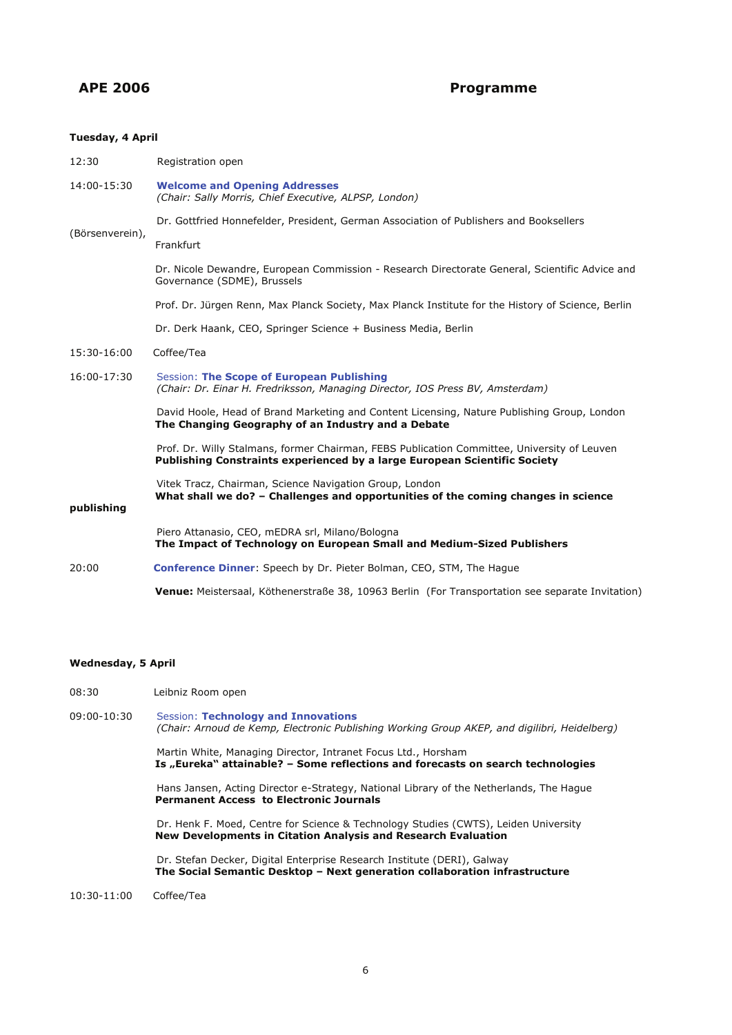## APE 2006 Programme

### Tuesday, 4 April

12:30 Registration open

14:00-15:30 **Welcome and Opening Addresses**
*(Chair: Sally Morris, Chief Executive, ALPSP, London)*

Dr. Gottfried Honnefelder, President, German Association of Publishers and Booksellers (Börsenverein), Frankfurt

Dr. Nicole Dewandre, European Commission - Research Directorate General, Scientific Advice and Governance (SDME), Brussels

Prof. Dr. Jürgen Renn, Max Planck Society, Max Planck Institute for the History of Science, Berlin

Dr. Derk Haank, CEO, Springer Science + Business Media, Berlin

15:30-16:00 Coffee/Tea

16:00-17:30 Session: **The Scope of European Publishing**
*(Chair: Dr. Einar H. Fredriksson, Managing Director, IOS Press BV, Amsterdam)*

David Hoole, Head of Brand Marketing and Content Licensing, Nature Publishing Group, London
**The Changing Geography of an Industry and a Debate**

Prof. Dr. Willy Stalmans, former Chairman, FEBS Publication Committee, University of Leuven
**Publishing Constraints experienced by a large European Scientific Society**

Vitek Tracz, Chairman, Science Navigation Group, London
**What shall we do? – Challenges and opportunities of the coming changes in science publishing**

Piero Attanasio, CEO, mEDRA srl, Milano/Bologna
**The Impact of Technology on European Small and Medium-Sized Publishers**

20:00 **Conference Dinner**: Speech by Dr. Pieter Bolman, CEO, STM, The Hague

**Venue:** Meistersaal, Köthenerstraße 38, 10963 Berlin (For Transportation see separate Invitation)

### Wednesday, 5 April

08:30 Leibniz Room open

09:00-10:30 Session: **Technology and Innovations**
*(Chair: Arnoud de Kemp, Electronic Publishing Working Group AKEP, and digilibri, Heidelberg)*

Martin White, Managing Director, Intranet Focus Ltd., Horsham
**Is „Eureka" attainable? – Some reflections and forecasts on search technologies**

Hans Jansen, Acting Director e-Strategy, National Library of the Netherlands, The Hague
**Permanent Access to Electronic Journals**

Dr. Henk F. Moed, Centre for Science & Technology Studies (CWTS), Leiden University
**New Developments in Citation Analysis and Research Evaluation**

Dr. Stefan Decker, Digital Enterprise Research Institute (DERI), Galway
**The Social Semantic Desktop – Next generation collaboration infrastructure**

10:30-11:00 Coffee/Tea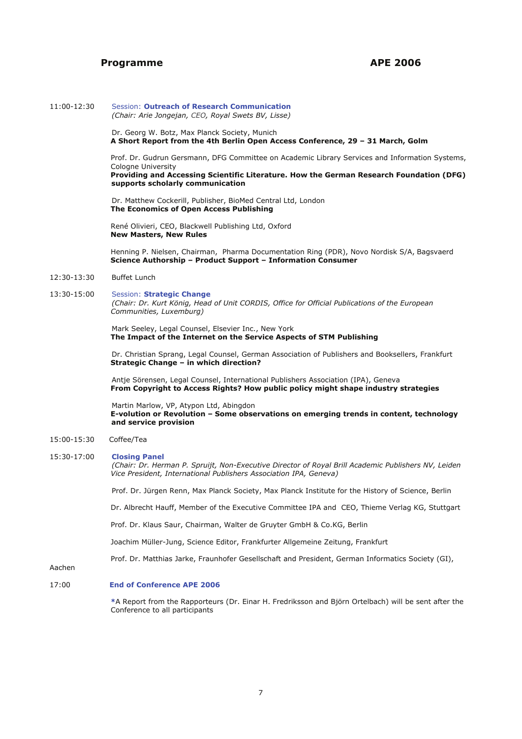## Programme — APE 2006

**11:00-12:30** Session: **Outreach of Research Communication**
*(Chair: Arie Jongejan, CEO, Royal Swets BV, Lisse)*

Dr. Georg W. Botz, Max Planck Society, Munich
**A Short Report from the 4th Berlin Open Access Conference, 29 – 31 March, Golm**

Prof. Dr. Gudrun Gersmann, DFG Committee on Academic Library Services and Information Systems, Cologne University
**Providing and Accessing Scientific Literature. How the German Research Foundation (DFG) supports scholarly communication**

Dr. Matthew Cockerill, Publisher, BioMed Central Ltd, London
**The Economics of Open Access Publishing**

René Olivieri, CEO, Blackwell Publishing Ltd, Oxford
**New Masters, New Rules**

Henning P. Nielsen, Chairman, Pharma Documentation Ring (PDR), Novo Nordisk S/A, Bagsvaerd
**Science Authorship – Product Support – Information Consumer**

**12:30-13:30** Buffet Lunch

**13:30-15:00** Session: **Strategic Change**
*(Chair: Dr. Kurt König, Head of Unit CORDIS, Office for Official Publications of the European Communities, Luxemburg)*

Mark Seeley, Legal Counsel, Elsevier Inc., New York
**The Impact of the Internet on the Service Aspects of STM Publishing**

Dr. Christian Sprang, Legal Counsel, German Association of Publishers and Booksellers, Frankfurt
**Strategic Change – in which direction?**

Antje Sörensen, Legal Counsel, International Publishers Association (IPA), Geneva
**From Copyright to Access Rights? How public policy might shape industry strategies**

Martin Marlow, VP, Atypon Ltd, Abingdon
**E-volution or Revolution – Some observations on emerging trends in content, technology and service provision**

**15:00-15:30** Coffee/Tea

**15:30-17:00** **Closing Panel**
*(Chair: Dr. Herman P. Spruijt, Non-Executive Director of Royal Brill Academic Publishers NV, Leiden Vice President, International Publishers Association IPA, Geneva)*

Prof. Dr. Jürgen Renn, Max Planck Society, Max Planck Institute for the History of Science, Berlin

Dr. Albrecht Hauff, Member of the Executive Committee IPA and CEO, Thieme Verlag KG, Stuttgart

Prof. Dr. Klaus Saur, Chairman, Walter de Gruyter GmbH & Co.KG, Berlin

Joachim Müller-Jung, Science Editor, Frankfurter Allgemeine Zeitung, Frankfurt

Prof. Dr. Matthias Jarke, Fraunhofer Gesellschaft and President, German Informatics Society (GI), Aachen

**17:00** **End of Conference APE 2006**

*A Report from the Rapporteurs (Dr. Einar H. Fredriksson and Björn Ortelbach) will be sent after the Conference to all participants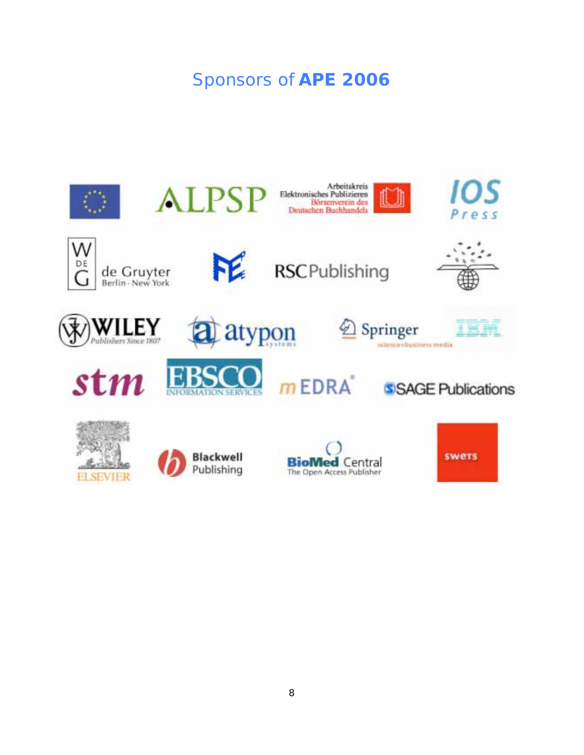# Sponsors of **APE 2006**

ALPSP

Arbeitskreis Elektronisches Publizieren Börsenverein des Deutschen Buchhandels

IOS Press

W DE G de Gruyter Berlin · New York

RSC Publishing

WILEY Publishers Since 1807

atypon systems

Springer science+business media

IBM

stm

EBSCO INFORMATION SERVICES

mEDRA

SAGE Publications

ELSEVIER

Blackwell Publishing

BioMed Central The Open Access Publisher

swets